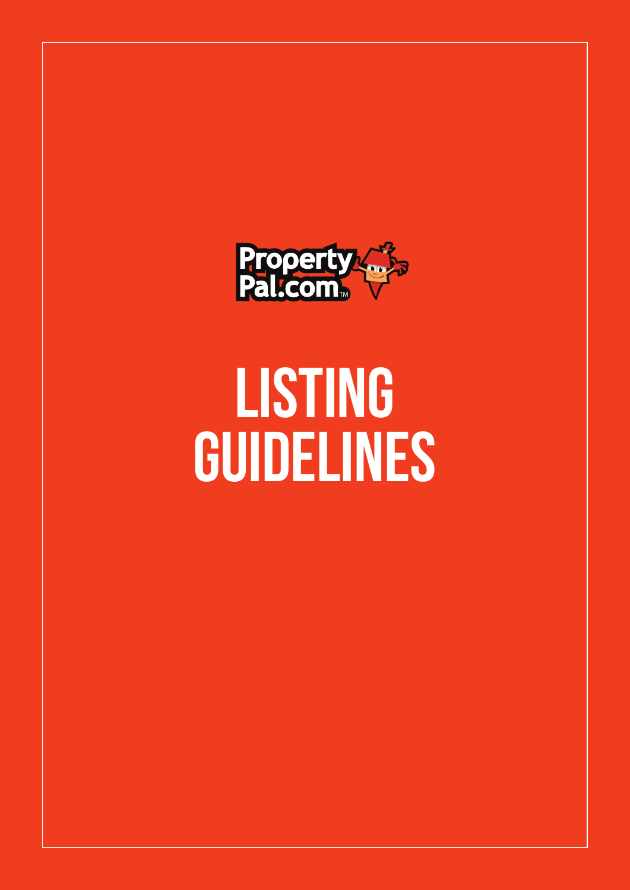PropertyPal.com™

# LISTING GUIDELINES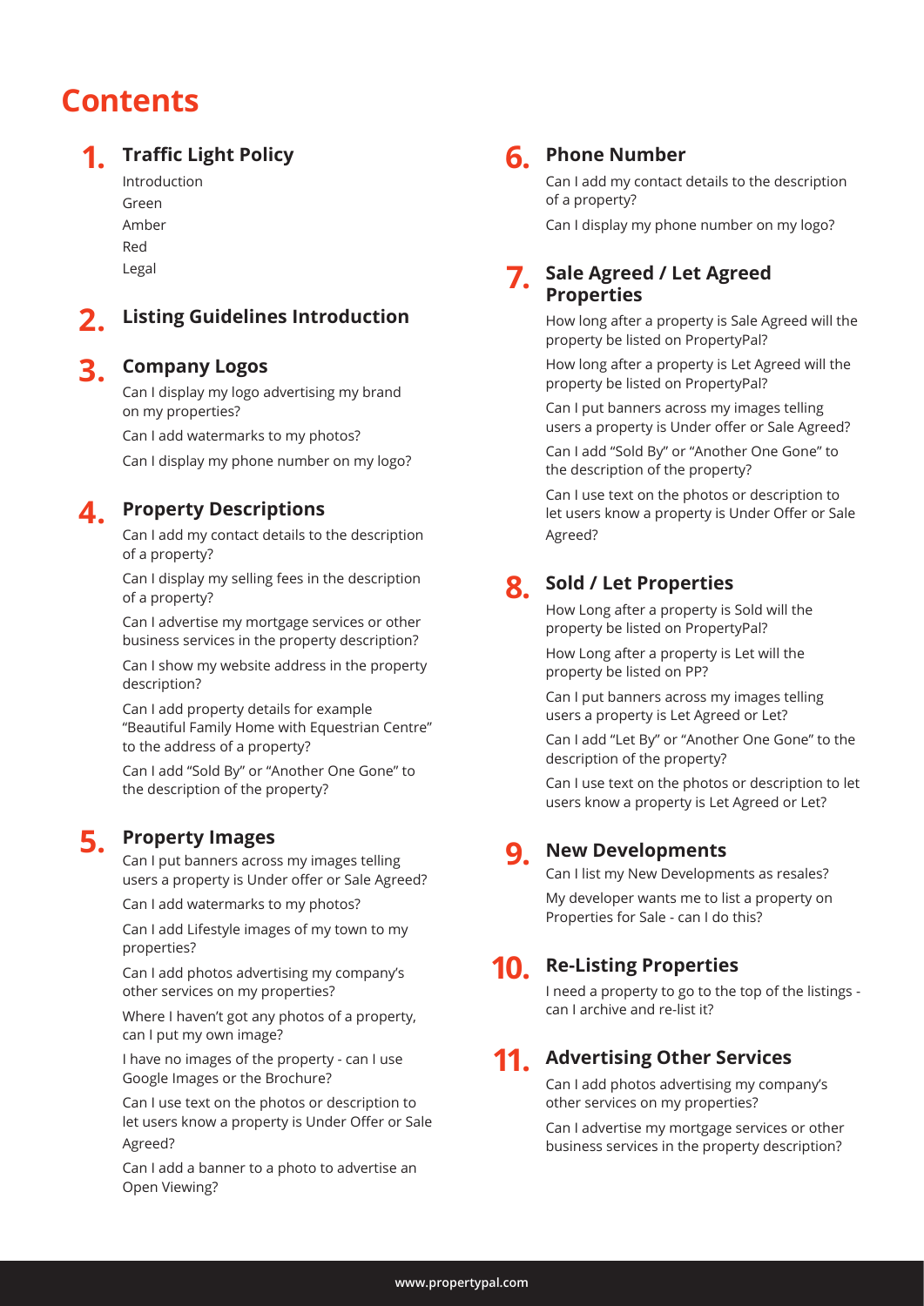# Contents

## 1. Traffic Light Policy

Introduction

Green

Amber

Red

Legal

## 2. Listing Guidelines Introduction

## 3. Company Logos

Can I display my logo advertising my brand on my properties?

Can I add watermarks to my photos?

Can I display my phone number on my logo?

## 4. Property Descriptions

Can I add my contact details to the description of a property?

Can I display my selling fees in the description of a property?

Can I advertise my mortgage services or other business services in the property description?

Can I show my website address in the property description?

Can I add property details for example "Beautiful Family Home with Equestrian Centre" to the address of a property?

Can I add "Sold By" or "Another One Gone" to the description of the property?

## 5. Property Images

Can I put banners across my images telling users a property is Under offer or Sale Agreed?

Can I add watermarks to my photos?

Can I add Lifestyle images of my town to my properties?

Can I add photos advertising my company's other services on my properties?

Where I haven't got any photos of a property, can I put my own image?

I have no images of the property - can I use Google Images or the Brochure?

Can I use text on the photos or description to let users know a property is Under Offer or Sale Agreed?

Can I add a banner to a photo to advertise an Open Viewing?

## 6. Phone Number

Can I add my contact details to the description of a property?

Can I display my phone number on my logo?

## 7. Sale Agreed / Let Agreed Properties

How long after a property is Sale Agreed will the property be listed on PropertyPal?

How long after a property is Let Agreed will the property be listed on PropertyPal?

Can I put banners across my images telling users a property is Under offer or Sale Agreed?

Can I add "Sold By" or "Another One Gone" to the description of the property?

Can I use text on the photos or description to let users know a property is Under Offer or Sale Agreed?

## 8. Sold / Let Properties

How Long after a property is Sold will the property be listed on PropertyPal?

How Long after a property is Let will the property be listed on PP?

Can I put banners across my images telling users a property is Let Agreed or Let?

Can I add "Let By" or "Another One Gone" to the description of the property?

Can I use text on the photos or description to let users know a property is Let Agreed or Let?

## 9. New Developments

Can I list my New Developments as resales?

My developer wants me to list a property on Properties for Sale - can I do this?

## 10. Re-Listing Properties

I need a property to go to the top of the listings - can I archive and re-list it?

## 11. Advertising Other Services

Can I add photos advertising my company's other services on my properties?

Can I advertise my mortgage services or other business services in the property description?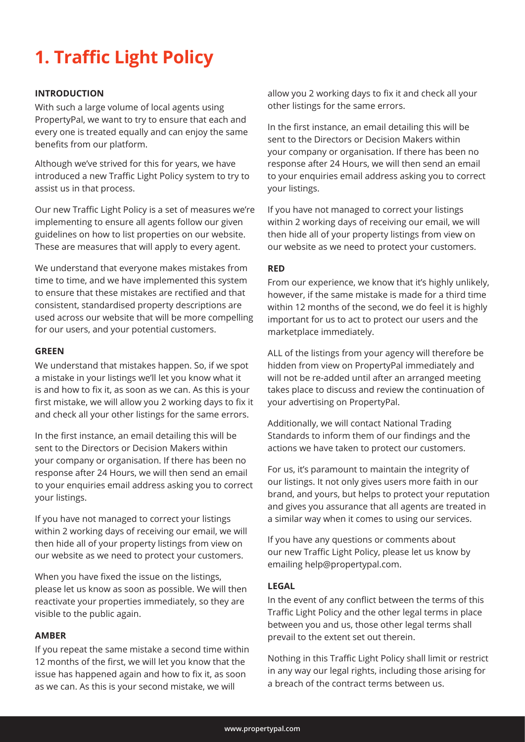# 1. Traffic Light Policy

**INTRODUCTION**

With such a large volume of local agents using PropertyPal, we want to try to ensure that each and every one is treated equally and can enjoy the same benefits from our platform.

Although we've strived for this for years, we have introduced a new Traffic Light Policy system to try to assist us in that process.

Our new Traffic Light Policy is a set of measures we're implementing to ensure all agents follow our given guidelines on how to list properties on our website. These are measures that will apply to every agent.

We understand that everyone makes mistakes from time to time, and we have implemented this system to ensure that these mistakes are rectified and that consistent, standardised property descriptions are used across our website that will be more compelling for our users, and your potential customers.

**GREEN**

We understand that mistakes happen. So, if we spot a mistake in your listings we'll let you know what it is and how to fix it, as soon as we can. As this is your first mistake, we will allow you 2 working days to fix it and check all your other listings for the same errors.

In the first instance, an email detailing this will be sent to the Directors or Decision Makers within your company or organisation. If there has been no response after 24 Hours, we will then send an email to your enquiries email address asking you to correct your listings.

If you have not managed to correct your listings within 2 working days of receiving our email, we will then hide all of your property listings from view on our website as we need to protect your customers.

When you have fixed the issue on the listings, please let us know as soon as possible. We will then reactivate your properties immediately, so they are visible to the public again.

**AMBER**

If you repeat the same mistake a second time within 12 months of the first, we will let you know that the issue has happened again and how to fix it, as soon as we can. As this is your second mistake, we will allow you 2 working days to fix it and check all your other listings for the same errors.

In the first instance, an email detailing this will be sent to the Directors or Decision Makers within your company or organisation. If there has been no response after 24 Hours, we will then send an email to your enquiries email address asking you to correct your listings.

If you have not managed to correct your listings within 2 working days of receiving our email, we will then hide all of your property listings from view on our website as we need to protect your customers.

**RED**

From our experience, we know that it's highly unlikely, however, if the same mistake is made for a third time within 12 months of the second, we do feel it is highly important for us to act to protect our users and the marketplace immediately.

ALL of the listings from your agency will therefore be hidden from view on PropertyPal immediately and will not be re-added until after an arranged meeting takes place to discuss and review the continuation of your advertising on PropertyPal.

Additionally, we will contact National Trading Standards to inform them of our findings and the actions we have taken to protect our customers.

For us, it's paramount to maintain the integrity of our listings. It not only gives users more faith in our brand, and yours, but helps to protect your reputation and gives you assurance that all agents are treated in a similar way when it comes to using our services.

If you have any questions or comments about our new Traffic Light Policy, please let us know by emailing help@propertypal.com.

**LEGAL**

In the event of any conflict between the terms of this Traffic Light Policy and the other legal terms in place between you and us, those other legal terms shall prevail to the extent set out therein.

Nothing in this Traffic Light Policy shall limit or restrict in any way our legal rights, including those arising for a breach of the contract terms between us.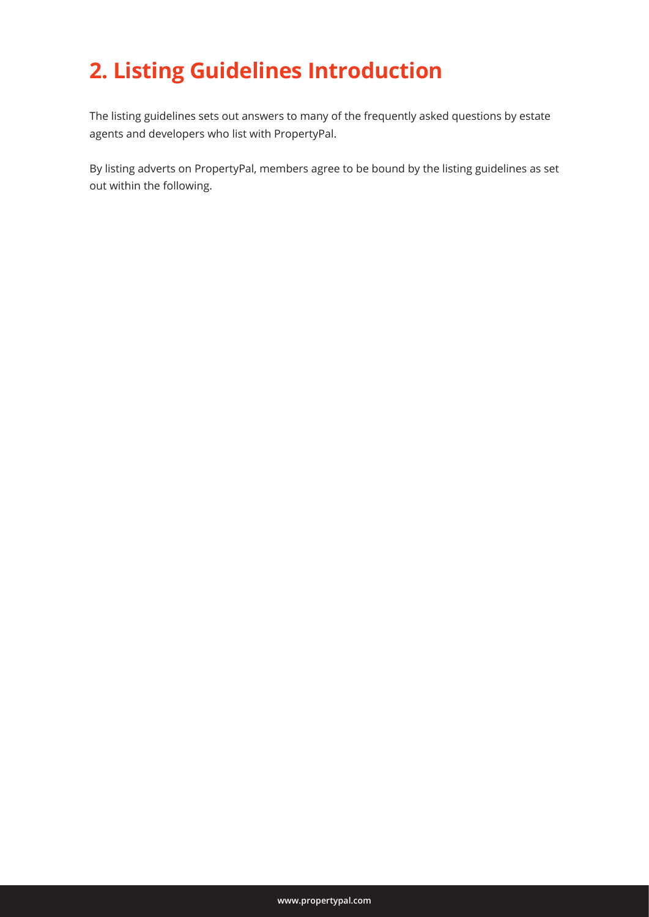# 2. Listing Guidelines Introduction

The listing guidelines sets out answers to many of the frequently asked questions by estate agents and developers who list with PropertyPal.

By listing adverts on PropertyPal, members agree to be bound by the listing guidelines as set out within the following.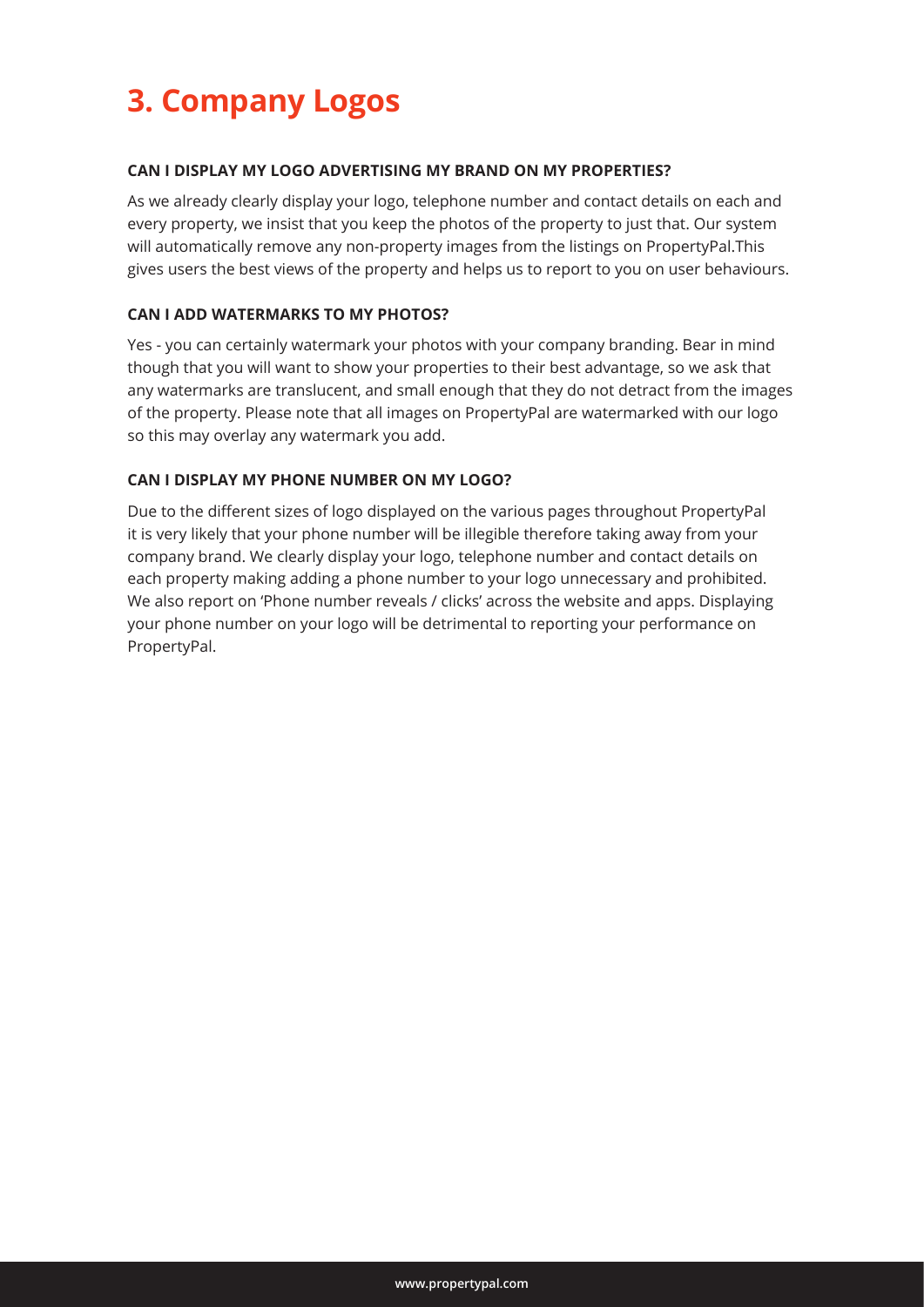# 3. Company Logos

**CAN I DISPLAY MY LOGO ADVERTISING MY BRAND ON MY PROPERTIES?**

As we already clearly display your logo, telephone number and contact details on each and every property, we insist that you keep the photos of the property to just that. Our system will automatically remove any non-property images from the listings on PropertyPal.This gives users the best views of the property and helps us to report to you on user behaviours.

**CAN I ADD WATERMARKS TO MY PHOTOS?**

Yes - you can certainly watermark your photos with your company branding. Bear in mind though that you will want to show your properties to their best advantage, so we ask that any watermarks are translucent, and small enough that they do not detract from the images of the property. Please note that all images on PropertyPal are watermarked with our logo so this may overlay any watermark you add.

**CAN I DISPLAY MY PHONE NUMBER ON MY LOGO?**

Due to the different sizes of logo displayed on the various pages throughout PropertyPal it is very likely that your phone number will be illegible therefore taking away from your company brand. We clearly display your logo, telephone number and contact details on each property making adding a phone number to your logo unnecessary and prohibited. We also report on 'Phone number reveals / clicks' across the website and apps. Displaying your phone number on your logo will be detrimental to reporting your performance on PropertyPal.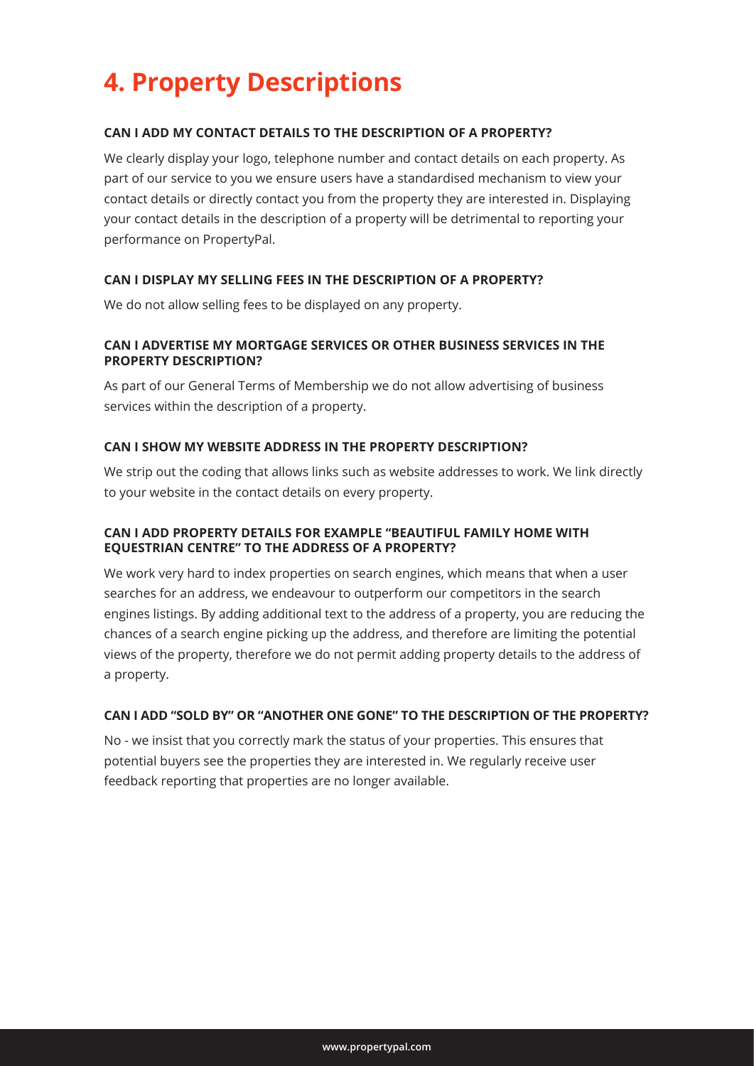# 4. Property Descriptions

### CAN I ADD MY CONTACT DETAILS TO THE DESCRIPTION OF A PROPERTY?

We clearly display your logo, telephone number and contact details on each property. As part of our service to you we ensure users have a standardised mechanism to view your contact details or directly contact you from the property they are interested in. Displaying your contact details in the description of a property will be detrimental to reporting your performance on PropertyPal.

### CAN I DISPLAY MY SELLING FEES IN THE DESCRIPTION OF A PROPERTY?

We do not allow selling fees to be displayed on any property.

### CAN I ADVERTISE MY MORTGAGE SERVICES OR OTHER BUSINESS SERVICES IN THE PROPERTY DESCRIPTION?

As part of our General Terms of Membership we do not allow advertising of business services within the description of a property.

### CAN I SHOW MY WEBSITE ADDRESS IN THE PROPERTY DESCRIPTION?

We strip out the coding that allows links such as website addresses to work. We link directly to your website in the contact details on every property.

### CAN I ADD PROPERTY DETAILS FOR EXAMPLE "BEAUTIFUL FAMILY HOME WITH EQUESTRIAN CENTRE" TO THE ADDRESS OF A PROPERTY?

We work very hard to index properties on search engines, which means that when a user searches for an address, we endeavour to outperform our competitors in the search engines listings. By adding additional text to the address of a property, you are reducing the chances of a search engine picking up the address, and therefore are limiting the potential views of the property, therefore we do not permit adding property details to the address of a property.

### CAN I ADD "SOLD BY" OR "ANOTHER ONE GONE" TO THE DESCRIPTION OF THE PROPERTY?

No - we insist that you correctly mark the status of your properties. This ensures that potential buyers see the properties they are interested in. We regularly receive user feedback reporting that properties are no longer available.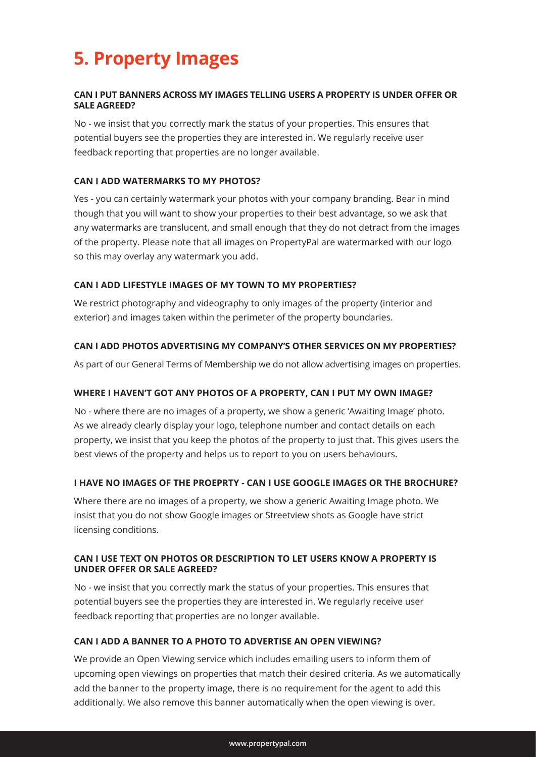# 5. Property Images

#### CAN I PUT BANNERS ACROSS MY IMAGES TELLING USERS A PROPERTY IS UNDER OFFER OR SALE AGREED?

No - we insist that you correctly mark the status of your properties. This ensures that potential buyers see the properties they are interested in. We regularly receive user feedback reporting that properties are no longer available.

#### CAN I ADD WATERMARKS TO MY PHOTOS?

Yes - you can certainly watermark your photos with your company branding. Bear in mind though that you will want to show your properties to their best advantage, so we ask that any watermarks are translucent, and small enough that they do not detract from the images of the property. Please note that all images on PropertyPal are watermarked with our logo so this may overlay any watermark you add.

#### CAN I ADD LIFESTYLE IMAGES OF MY TOWN TO MY PROPERTIES?

We restrict photography and videography to only images of the property (interior and exterior) and images taken within the perimeter of the property boundaries.

#### CAN I ADD PHOTOS ADVERTISING MY COMPANY'S OTHER SERVICES ON MY PROPERTIES?

As part of our General Terms of Membership we do not allow advertising images on properties.

#### WHERE I HAVEN'T GOT ANY PHOTOS OF A PROPERTY, CAN I PUT MY OWN IMAGE?

No - where there are no images of a property, we show a generic 'Awaiting Image' photo. As we already clearly display your logo, telephone number and contact details on each property, we insist that you keep the photos of the property to just that. This gives users the best views of the property and helps us to report to you on users behaviours.

#### I HAVE NO IMAGES OF THE PROEPRTY - CAN I USE GOOGLE IMAGES OR THE BROCHURE?

Where there are no images of a property, we show a generic Awaiting Image photo. We insist that you do not show Google images or Streetview shots as Google have strict licensing conditions.

#### CAN I USE TEXT ON PHOTOS OR DESCRIPTION TO LET USERS KNOW A PROPERTY IS UNDER OFFER OR SALE AGREED?

No - we insist that you correctly mark the status of your properties. This ensures that potential buyers see the properties they are interested in. We regularly receive user feedback reporting that properties are no longer available.

#### CAN I ADD A BANNER TO A PHOTO TO ADVERTISE AN OPEN VIEWING?

We provide an Open Viewing service which includes emailing users to inform them of upcoming open viewings on properties that match their desired criteria. As we automatically add the banner to the property image, there is no requirement for the agent to add this additionally. We also remove this banner automatically when the open viewing is over.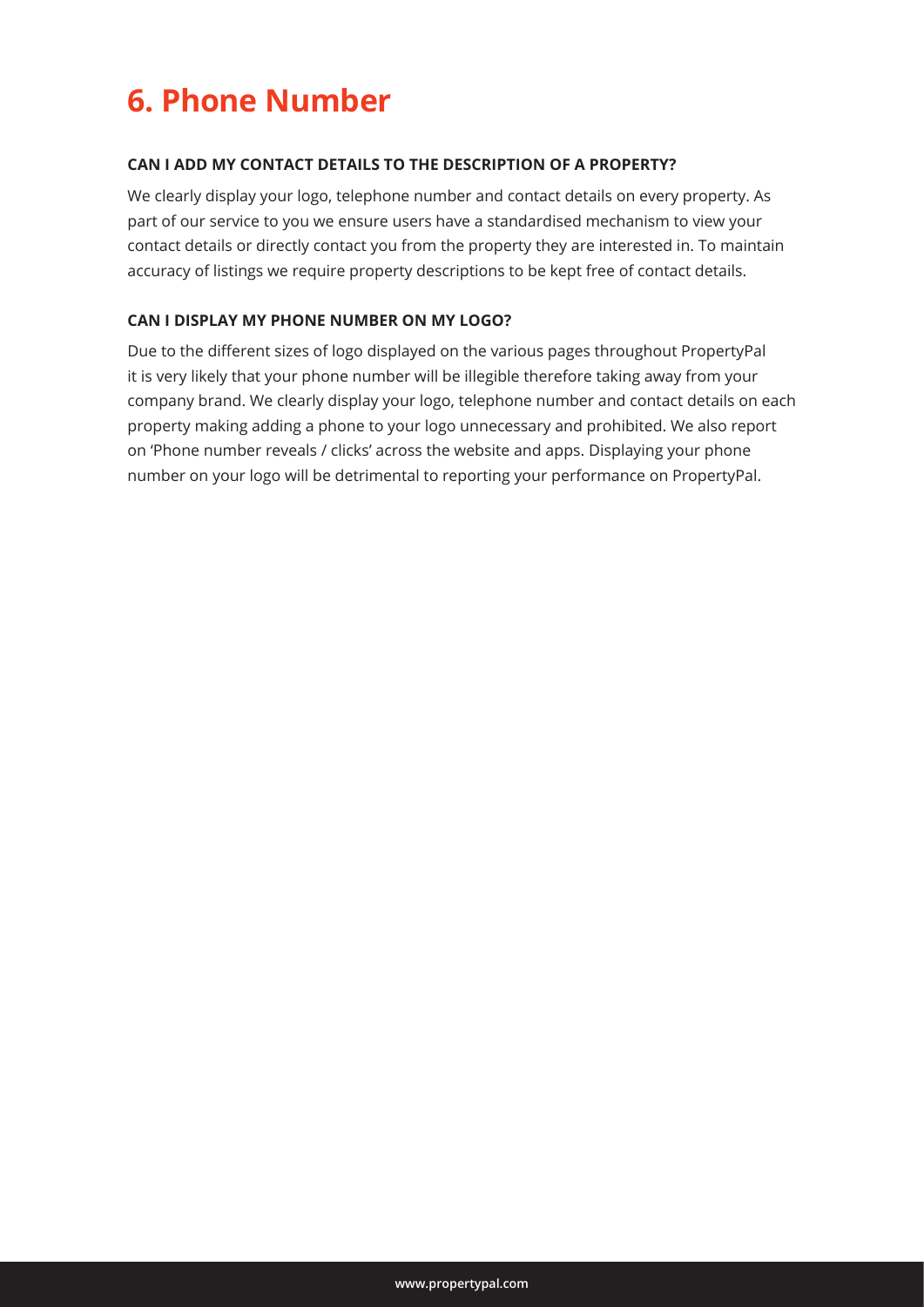# 6. Phone Number

### CAN I ADD MY CONTACT DETAILS TO THE DESCRIPTION OF A PROPERTY?

We clearly display your logo, telephone number and contact details on every property. As part of our service to you we ensure users have a standardised mechanism to view your contact details or directly contact you from the property they are interested in. To maintain accuracy of listings we require property descriptions to be kept free of contact details.

### CAN I DISPLAY MY PHONE NUMBER ON MY LOGO?

Due to the different sizes of logo displayed on the various pages throughout PropertyPal it is very likely that your phone number will be illegible therefore taking away from your company brand. We clearly display your logo, telephone number and contact details on each property making adding a phone to your logo unnecessary and prohibited. We also report on 'Phone number reveals / clicks' across the website and apps. Displaying your phone number on your logo will be detrimental to reporting your performance on PropertyPal.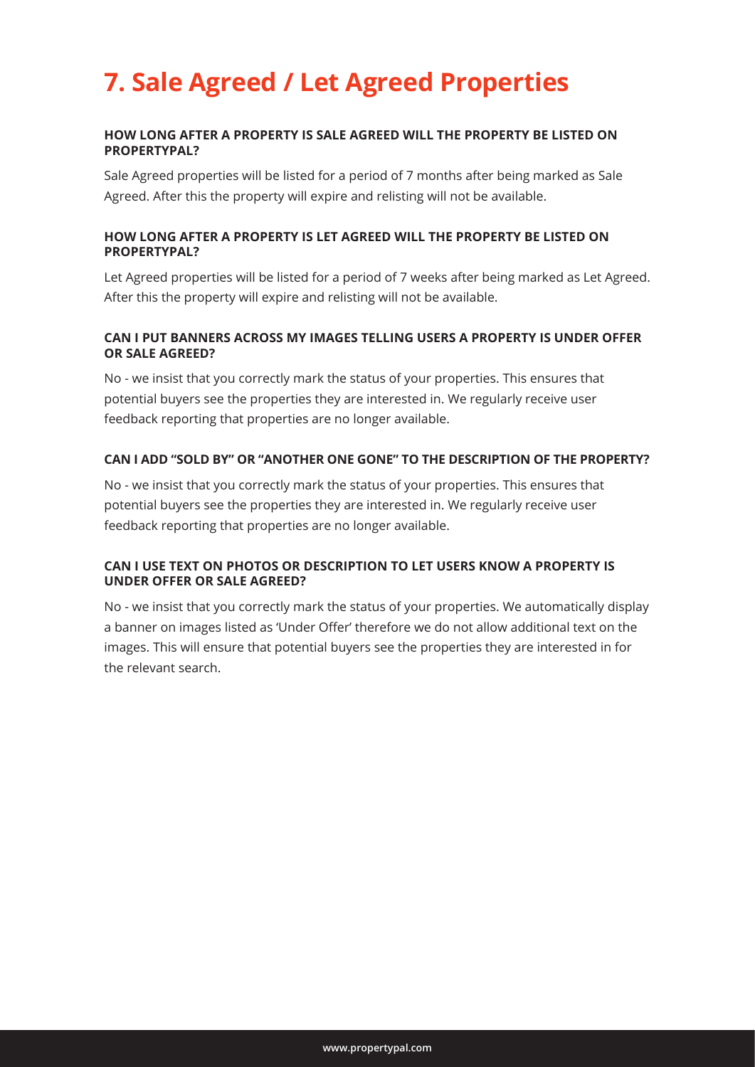# 7. Sale Agreed / Let Agreed Properties

### HOW LONG AFTER A PROPERTY IS SALE AGREED WILL THE PROPERTY BE LISTED ON PROPERTYPAL?

Sale Agreed properties will be listed for a period of 7 months after being marked as Sale Agreed. After this the property will expire and relisting will not be available.

### HOW LONG AFTER A PROPERTY IS LET AGREED WILL THE PROPERTY BE LISTED ON PROPERTYPAL?

Let Agreed properties will be listed for a period of 7 weeks after being marked as Let Agreed. After this the property will expire and relisting will not be available.

### CAN I PUT BANNERS ACROSS MY IMAGES TELLING USERS A PROPERTY IS UNDER OFFER OR SALE AGREED?

No - we insist that you correctly mark the status of your properties. This ensures that potential buyers see the properties they are interested in. We regularly receive user feedback reporting that properties are no longer available.

### CAN I ADD “SOLD BY” OR “ANOTHER ONE GONE” TO THE DESCRIPTION OF THE PROPERTY?

No - we insist that you correctly mark the status of your properties. This ensures that potential buyers see the properties they are interested in. We regularly receive user feedback reporting that properties are no longer available.

### CAN I USE TEXT ON PHOTOS OR DESCRIPTION TO LET USERS KNOW A PROPERTY IS UNDER OFFER OR SALE AGREED?

No - we insist that you correctly mark the status of your properties. We automatically display a banner on images listed as ‘Under Offer’ therefore we do not allow additional text on the images. This will ensure that potential buyers see the properties they are interested in for the relevant search.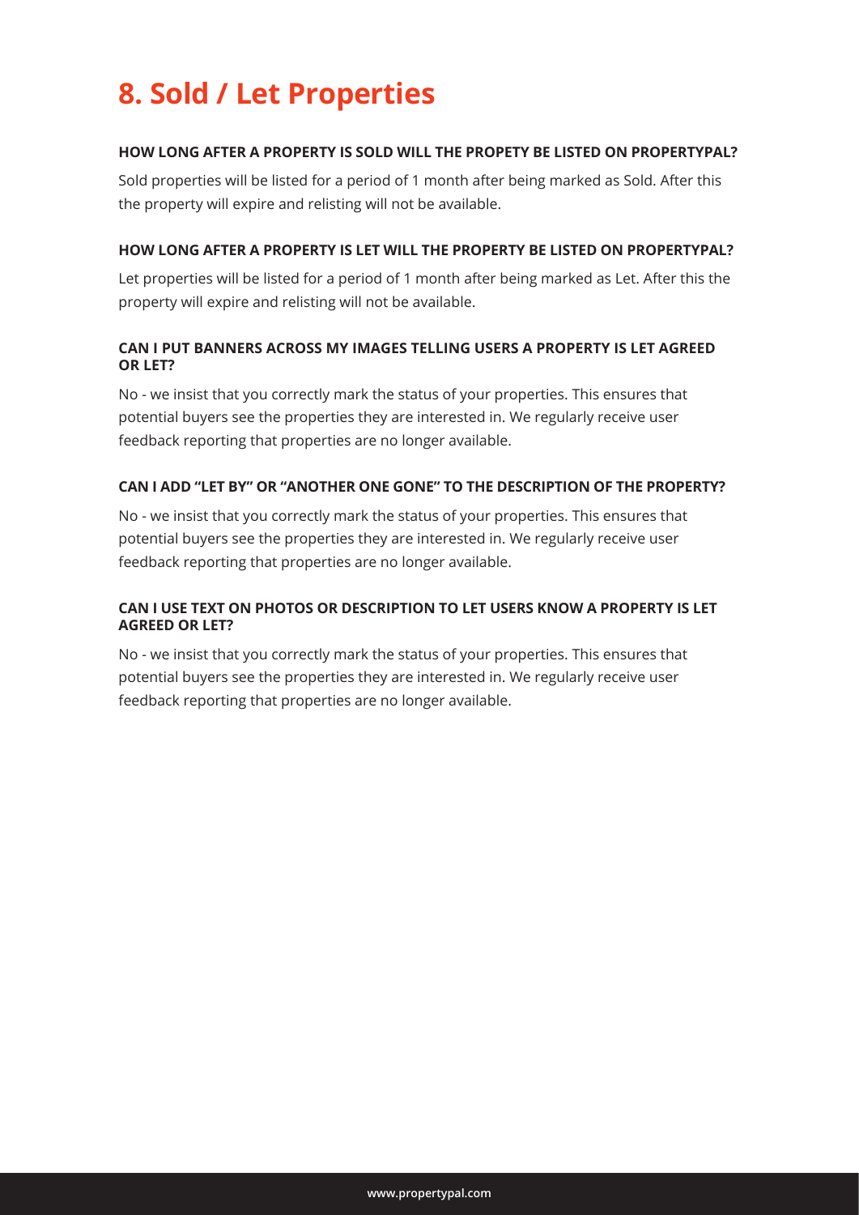# 8. Sold / Let Properties

**HOW LONG AFTER A PROPERTY IS SOLD WILL THE PROPETY BE LISTED ON PROPERTYPAL?**

Sold properties will be listed for a period of 1 month after being marked as Sold. After this the property will expire and relisting will not be available.

**HOW LONG AFTER A PROPERTY IS LET WILL THE PROPERTY BE LISTED ON PROPERTYPAL?**

Let properties will be listed for a period of 1 month after being marked as Let. After this the property will expire and relisting will not be available.

**CAN I PUT BANNERS ACROSS MY IMAGES TELLING USERS A PROPERTY IS LET AGREED OR LET?**

No - we insist that you correctly mark the status of your properties. This ensures that potential buyers see the properties they are interested in. We regularly receive user feedback reporting that properties are no longer available.

**CAN I ADD "LET BY" OR "ANOTHER ONE GONE" TO THE DESCRIPTION OF THE PROPERTY?**

No - we insist that you correctly mark the status of your properties. This ensures that potential buyers see the properties they are interested in. We regularly receive user feedback reporting that properties are no longer available.

**CAN I USE TEXT ON PHOTOS OR DESCRIPTION TO LET USERS KNOW A PROPERTY IS LET AGREED OR LET?**

No - we insist that you correctly mark the status of your properties. This ensures that potential buyers see the properties they are interested in. We regularly receive user feedback reporting that properties are no longer available.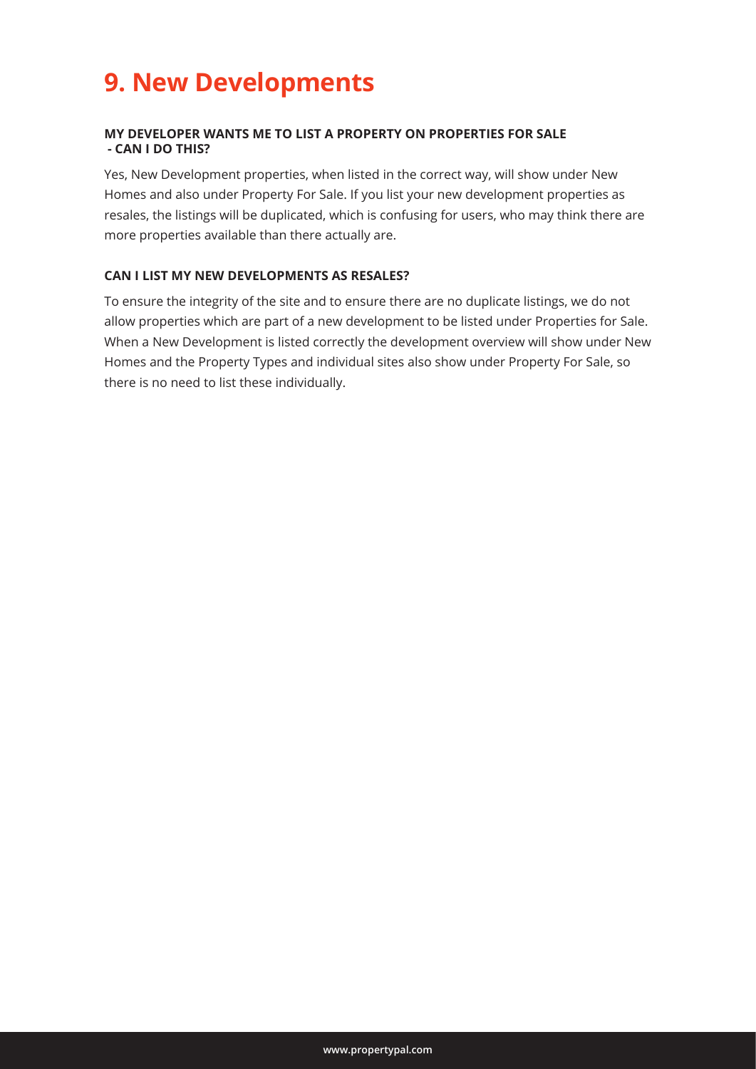# 9. New Developments

**MY DEVELOPER WANTS ME TO LIST A PROPERTY ON PROPERTIES FOR SALE - CAN I DO THIS?**

Yes, New Development properties, when listed in the correct way, will show under New Homes and also under Property For Sale. If you list your new development properties as resales, the listings will be duplicated, which is confusing for users, who may think there are more properties available than there actually are.

**CAN I LIST MY NEW DEVELOPMENTS AS RESALES?**

To ensure the integrity of the site and to ensure there are no duplicate listings, we do not allow properties which are part of a new development to be listed under Properties for Sale. When a New Development is listed correctly the development overview will show under New Homes and the Property Types and individual sites also show under Property For Sale, so there is no need to list these individually.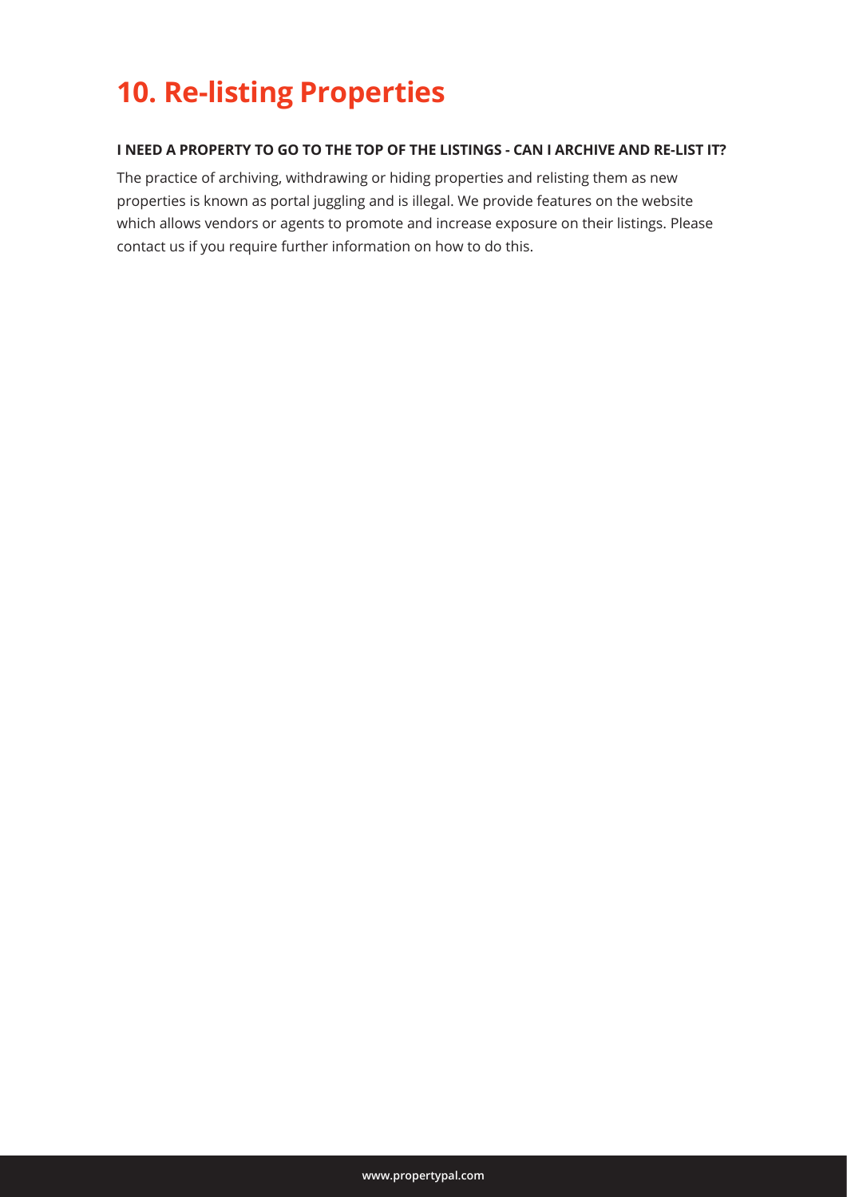# 10. Re-listing Properties

**I NEED A PROPERTY TO GO TO THE TOP OF THE LISTINGS - CAN I ARCHIVE AND RE-LIST IT?**

The practice of archiving, withdrawing or hiding properties and relisting them as new properties is known as portal juggling and is illegal. We provide features on the website which allows vendors or agents to promote and increase exposure on their listings. Please contact us if you require further information on how to do this.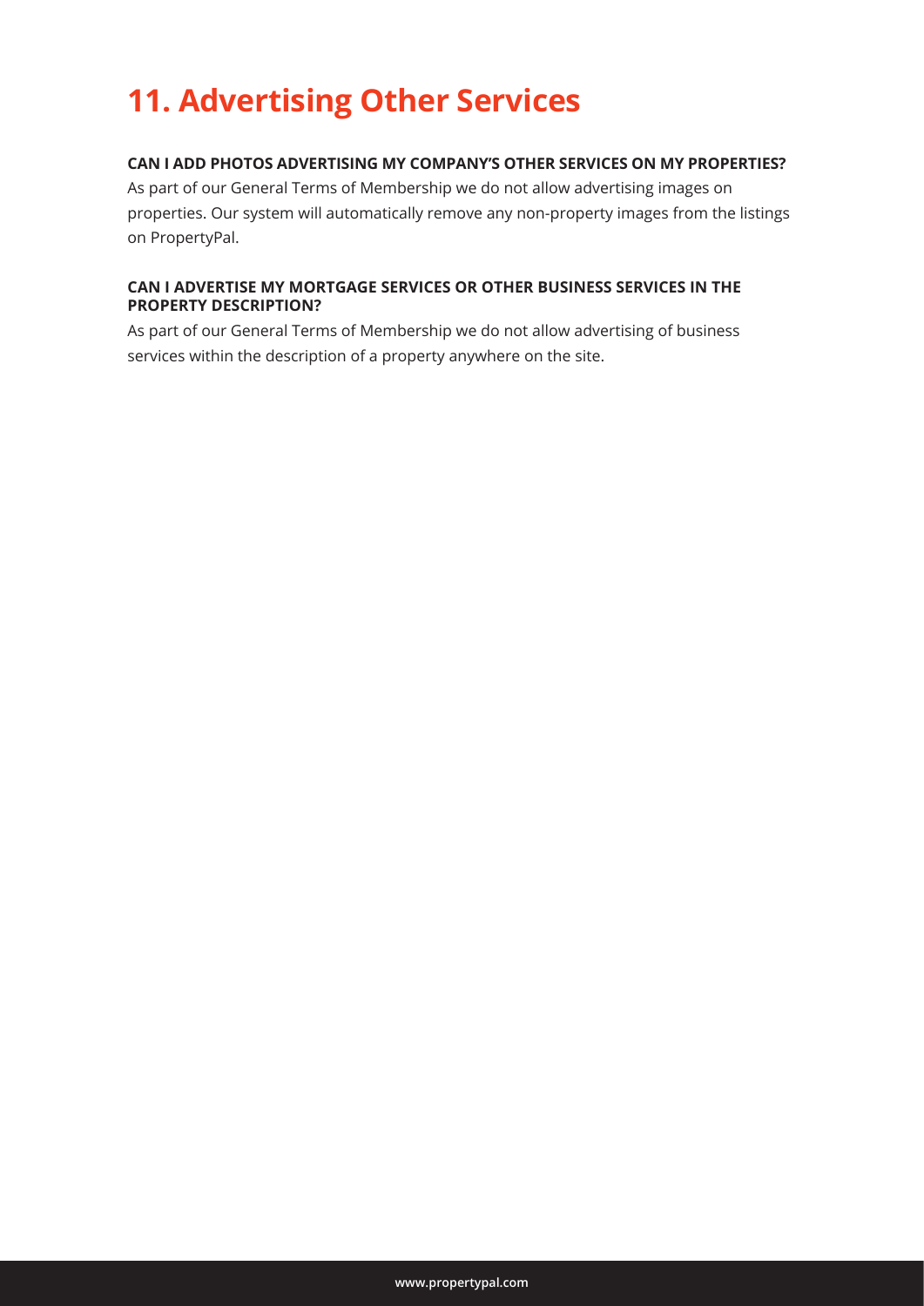# 11. Advertising Other Services

**CAN I ADD PHOTOS ADVERTISING MY COMPANY'S OTHER SERVICES ON MY PROPERTIES?**

As part of our General Terms of Membership we do not allow advertising images on properties. Our system will automatically remove any non-property images from the listings on PropertyPal.

**CAN I ADVERTISE MY MORTGAGE SERVICES OR OTHER BUSINESS SERVICES IN THE PROPERTY DESCRIPTION?**

As part of our General Terms of Membership we do not allow advertising of business services within the description of a property anywhere on the site.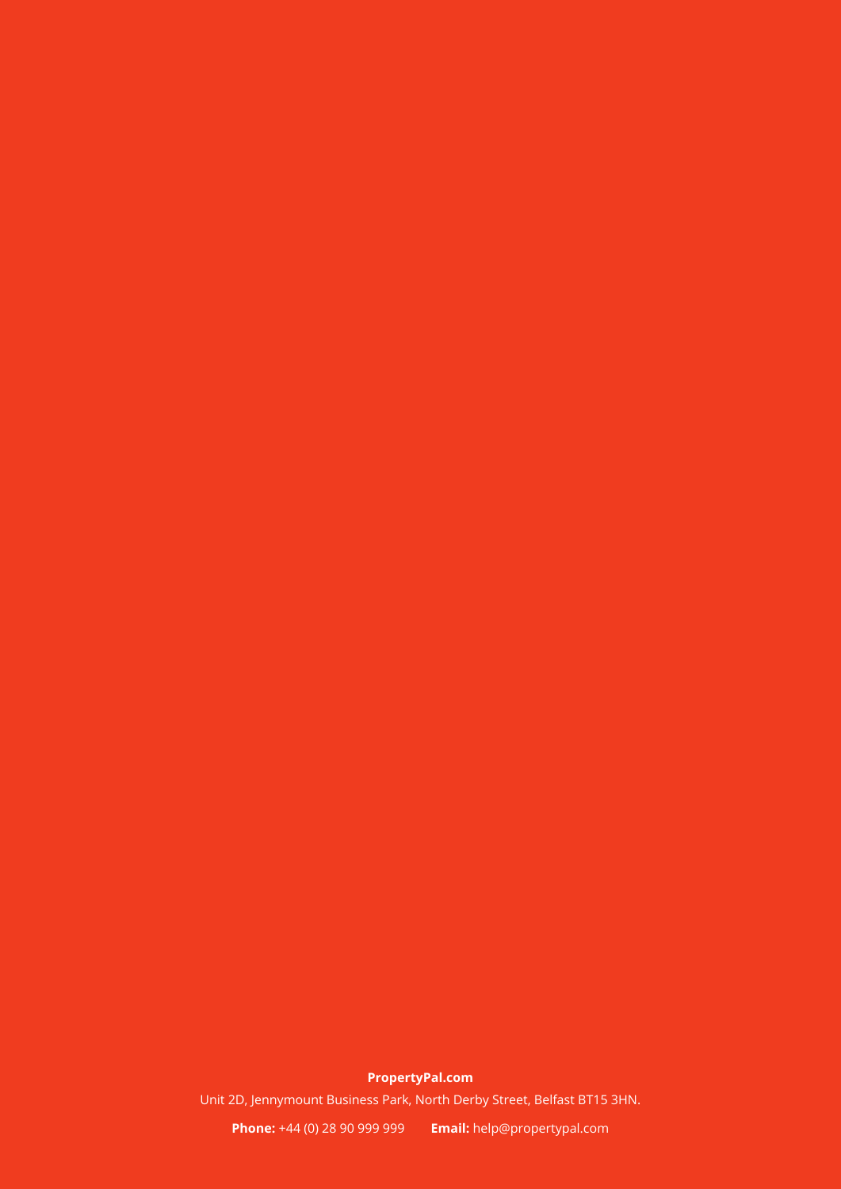**PropertyPal.com**

Unit 2D, Jennymount Business Park, North Derby Street, Belfast BT15 3HN.

**Phone:** +44 (0) 28 90 999 999 **Email:** help@propertypal.com